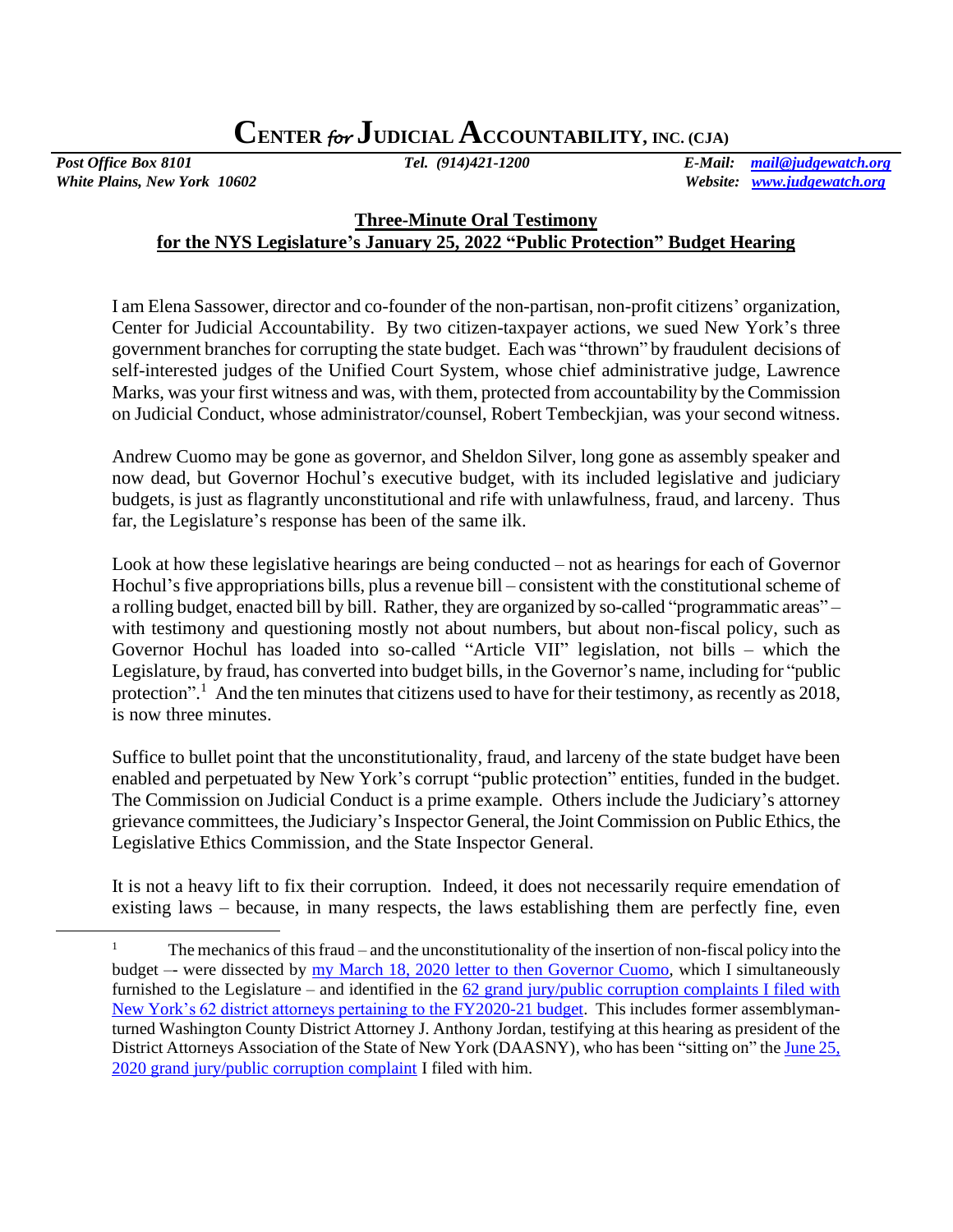# CENTER *for* JUDICIAL ACCOUNTABILITY, INC. (CJA)

*Post Office Box 8101* *Tel. (914)421-1200* *E-Mail: mail@judgewatch.org*
*White Plains, New York 10602* *Website: www.judgewatch.org*

**Three-Minute Oral Testimony**
**for the NYS Legislature's January 25, 2022 "Public Protection" Budget Hearing**

I am Elena Sassower, director and co-founder of the non-partisan, non-profit citizens' organization, Center for Judicial Accountability. By two citizen-taxpayer actions, we sued New York's three government branches for corrupting the state budget. Each was "thrown" by fraudulent decisions of self-interested judges of the Unified Court System, whose chief administrative judge, Lawrence Marks, was your first witness and was, with them, protected from accountability by the Commission on Judicial Conduct, whose administrator/counsel, Robert Tembeckjian, was your second witness.

Andrew Cuomo may be gone as governor, and Sheldon Silver, long gone as assembly speaker and now dead, but Governor Hochul's executive budget, with its included legislative and judiciary budgets, is just as flagrantly unconstitutional and rife with unlawfulness, fraud, and larceny. Thus far, the Legislature's response has been of the same ilk.

Look at how these legislative hearings are being conducted – not as hearings for each of Governor Hochul's five appropriations bills, plus a revenue bill – consistent with the constitutional scheme of a rolling budget, enacted bill by bill. Rather, they are organized by so-called "programmatic areas" – with testimony and questioning mostly not about numbers, but about non-fiscal policy, such as Governor Hochul has loaded into so-called "Article VII" legislation, not bills – which the Legislature, by fraud, has converted into budget bills, in the Governor's name, including for "public protection".[1] And the ten minutes that citizens used to have for their testimony, as recently as 2018, is now three minutes.

Suffice to bullet point that the unconstitutionality, fraud, and larceny of the state budget have been enabled and perpetuated by New York's corrupt "public protection" entities, funded in the budget. The Commission on Judicial Conduct is a prime example. Others include the Judiciary's attorney grievance committees, the Judiciary's Inspector General, the Joint Commission on Public Ethics, the Legislative Ethics Commission, and the State Inspector General.

It is not a heavy lift to fix their corruption. Indeed, it does not necessarily require emendation of existing laws – because, in many respects, the laws establishing them are perfectly fine, even

---

[1] The mechanics of this fraud – and the unconstitutionality of the insertion of non-fiscal policy into the budget –- were dissected by my March 18, 2020 letter to then Governor Cuomo, which I simultaneously furnished to the Legislature – and identified in the 62 grand jury/public corruption complaints I filed with New York's 62 district attorneys pertaining to the FY2020-21 budget. This includes former assemblyman-turned Washington County District Attorney J. Anthony Jordan, testifying at this hearing as president of the District Attorneys Association of the State of New York (DAASNY), who has been "sitting on" the June 25, 2020 grand jury/public corruption complaint I filed with him.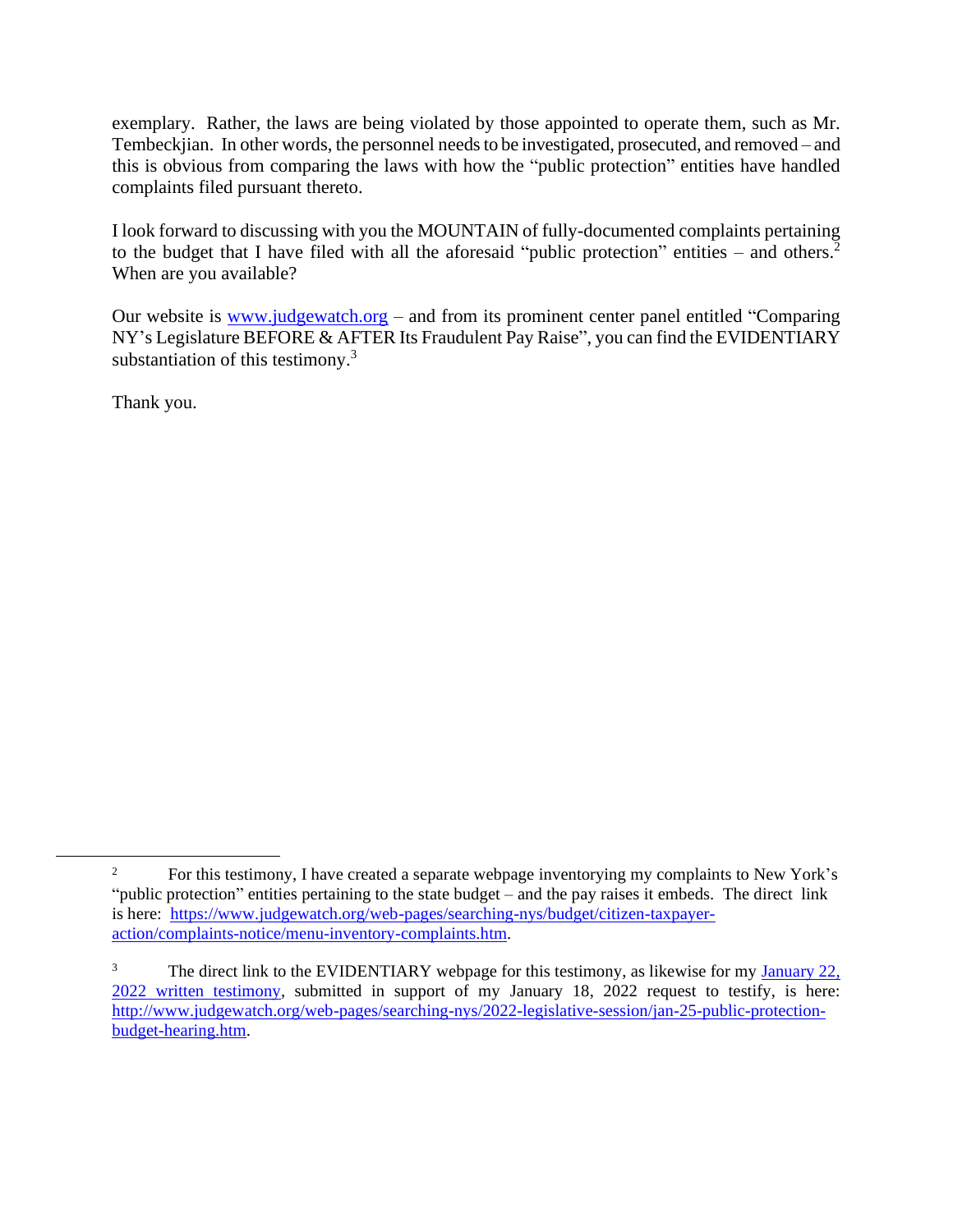exemplary. Rather, the laws are being violated by those appointed to operate them, such as Mr. Tembeckjian. In other words, the personnel needs to be investigated, prosecuted, and removed – and this is obvious from comparing the laws with how the "public protection" entities have handled complaints filed pursuant thereto.

I look forward to discussing with you the MOUNTAIN of fully-documented complaints pertaining to the budget that I have filed with all the aforesaid "public protection" entities – and others.[2] When are you available?

Our website is [www.judgewatch.org](www.judgewatch.org) – and from its prominent center panel entitled "Comparing NY's Legislature BEFORE & AFTER Its Fraudulent Pay Raise", you can find the EVIDENTIARY substantiation of this testimony.[3]

Thank you.

---

[2] For this testimony, I have created a separate webpage inventorying my complaints to New York's "public protection" entities pertaining to the state budget – and the pay raises it embeds. The direct link is here: [https://www.judgewatch.org/web-pages/searching-nys/budget/citizen-taxpayer-action/complaints-notice/menu-inventory-complaints.htm](https://www.judgewatch.org/web-pages/searching-nys/budget/citizen-taxpayer-action/complaints-notice/menu-inventory-complaints.htm).

[3] The direct link to the EVIDENTIARY webpage for this testimony, as likewise for my January 22, 2022 written testimony, submitted in support of my January 18, 2022 request to testify, is here: [http://www.judgewatch.org/web-pages/searching-nys/2022-legislative-session/jan-25-public-protection-budget-hearing.htm](http://www.judgewatch.org/web-pages/searching-nys/2022-legislative-session/jan-25-public-protection-budget-hearing.htm).